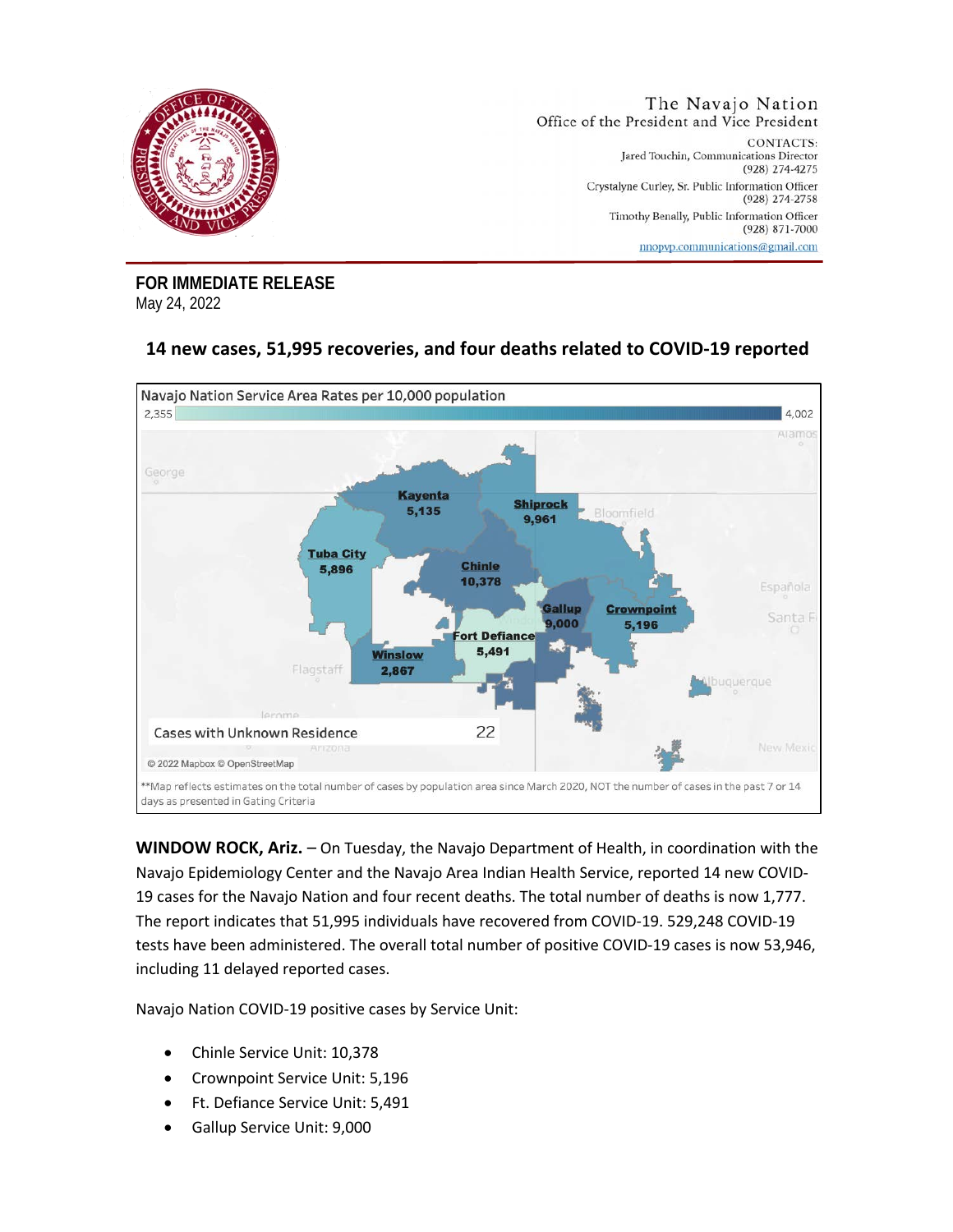The Navajo Nation
Office of the President and Vice President

CONTACTS:
Jared Touchin, Communications Director
(928) 274-4275
Crystalyne Curley, Sr. Public Information Officer
(928) 274-2758
Timothy Benally, Public Information Officer
(928) 871-7000
nnopvp.communications@gmail.com

**FOR IMMEDIATE RELEASE**
May 24, 2022

## 14 new cases, 51,995 recoveries, and four deaths related to COVID-19 reported

Navajo Nation Service Area Rates per 10,000 population

2,355 – 4,002

- Kayenta 5,135
- Shiprock 9,961
- Tuba City 5,896
- Chinle 10,378
- Gallup 9,000
- Crownpoint 5,196
- Fort Defiance 5,491
- Winslow 2,867

Cases with Unknown Residence 22

© 2022 Mapbox © OpenStreetMap

**Map reflects estimates on the total number of cases by population area since March 2020, NOT the number of cases in the past 7 or 14 days as presented in Gating Criteria

**WINDOW ROCK, Ariz.** – On Tuesday, the Navajo Department of Health, in coordination with the Navajo Epidemiology Center and the Navajo Area Indian Health Service, reported 14 new COVID-19 cases for the Navajo Nation and four recent deaths. The total number of deaths is now 1,777. The report indicates that 51,995 individuals have recovered from COVID-19. 529,248 COVID-19 tests have been administered. The overall total number of positive COVID-19 cases is now 53,946, including 11 delayed reported cases.

Navajo Nation COVID-19 positive cases by Service Unit:

- Chinle Service Unit: 10,378
- Crownpoint Service Unit: 5,196
- Ft. Defiance Service Unit: 5,491
- Gallup Service Unit: 9,000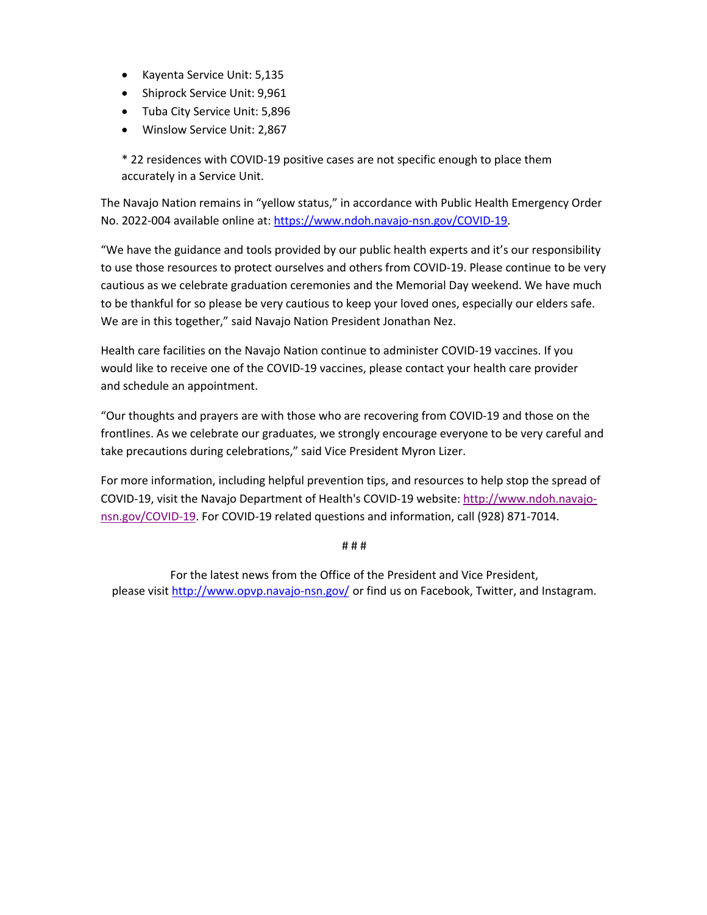- Kayenta Service Unit: 5,135
- Shiprock Service Unit: 9,961
- Tuba City Service Unit: 5,896
- Winslow Service Unit: 2,867

  * 22 residences with COVID-19 positive cases are not specific enough to place them accurately in a Service Unit.

The Navajo Nation remains in "yellow status," in accordance with Public Health Emergency Order No. 2022-004 available online at: [https://www.ndoh.navajo-nsn.gov/COVID-19](https://www.ndoh.navajo-nsn.gov/COVID-19).

"We have the guidance and tools provided by our public health experts and it's our responsibility to use those resources to protect ourselves and others from COVID-19. Please continue to be very cautious as we celebrate graduation ceremonies and the Memorial Day weekend. We have much to be thankful for so please be very cautious to keep your loved ones, especially our elders safe. We are in this together," said Navajo Nation President Jonathan Nez.

Health care facilities on the Navajo Nation continue to administer COVID-19 vaccines. If you would like to receive one of the COVID-19 vaccines, please contact your health care provider and schedule an appointment.

"Our thoughts and prayers are with those who are recovering from COVID-19 and those on the frontlines. As we celebrate our graduates, we strongly encourage everyone to be very careful and take precautions during celebrations," said Vice President Myron Lizer.

For more information, including helpful prevention tips, and resources to help stop the spread of COVID-19, visit the Navajo Department of Health's COVID-19 website: [http://www.ndoh.navajo-nsn.gov/COVID-19](http://www.ndoh.navajo-nsn.gov/COVID-19). For COVID-19 related questions and information, call (928) 871-7014.

# # #

For the latest news from the Office of the President and Vice President, please visit [http://www.opvp.navajo-nsn.gov/](http://www.opvp.navajo-nsn.gov/) or find us on Facebook, Twitter, and Instagram.